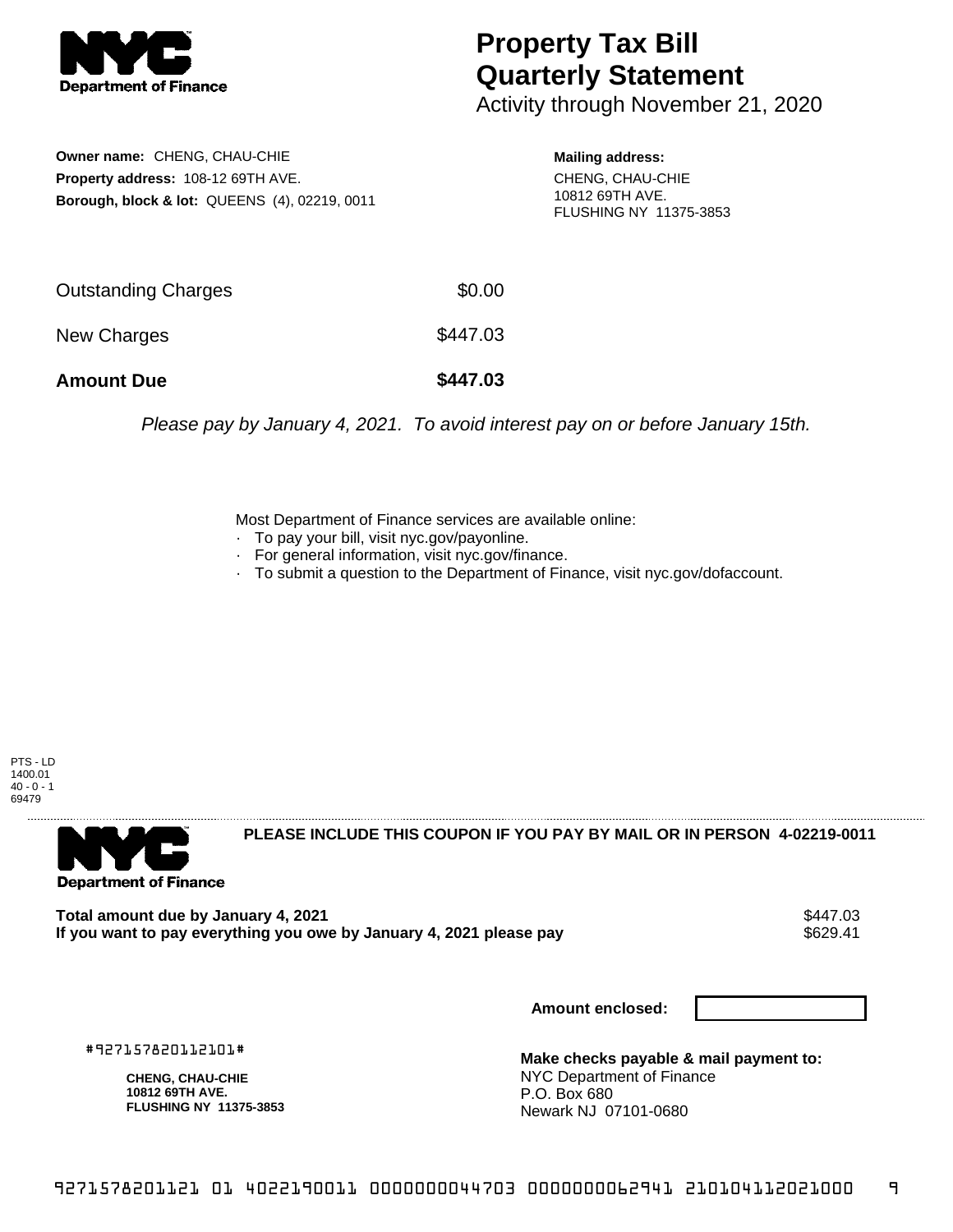# Property Tax Bill Quarterly Statement

Activity through November 21, 2020

**Owner name:** CHENG, CHAU-CHIE
**Property address:** 108-12 69TH AVE.
**Borough, block & lot:** QUEENS (4), 02219, 0011

**Mailing address:**
CHENG, CHAU-CHIE
10812 69TH AVE.
FLUSHING NY 11375-3853

| | |
|---|---|
| Outstanding Charges | $0.00 |
| New Charges | $447.03 |
| **Amount Due** | **$447.03** |

*Please pay by January 4, 2021. To avoid interest pay on or before January 15th.*

Most Department of Finance services are available online:
- To pay your bill, visit nyc.gov/payonline.
- For general information, visit nyc.gov/finance.
- To submit a question to the Department of Finance, visit nyc.gov/dofaccount.

PTS - LD
1400.01
40 - 0 - 1
69479

**PLEASE INCLUDE THIS COUPON IF YOU PAY BY MAIL OR IN PERSON 4-02219-0011**

| | |
|---|---|
| **Total amount due by January 4, 2021** | $447.03 |
| **If you want to pay everything you owe by January 4, 2021 please pay** | $629.41 |

**Amount enclosed:**

#927157820112101#

**CHENG, CHAU-CHIE**
**10812 69TH AVE.**
**FLUSHING NY 11375-3853**

**Make checks payable & mail payment to:**
NYC Department of Finance
P.O. Box 680
Newark NJ 07101-0680

9271578201121 01 4022190011 0000000044703 0000000062941 210104112021000 9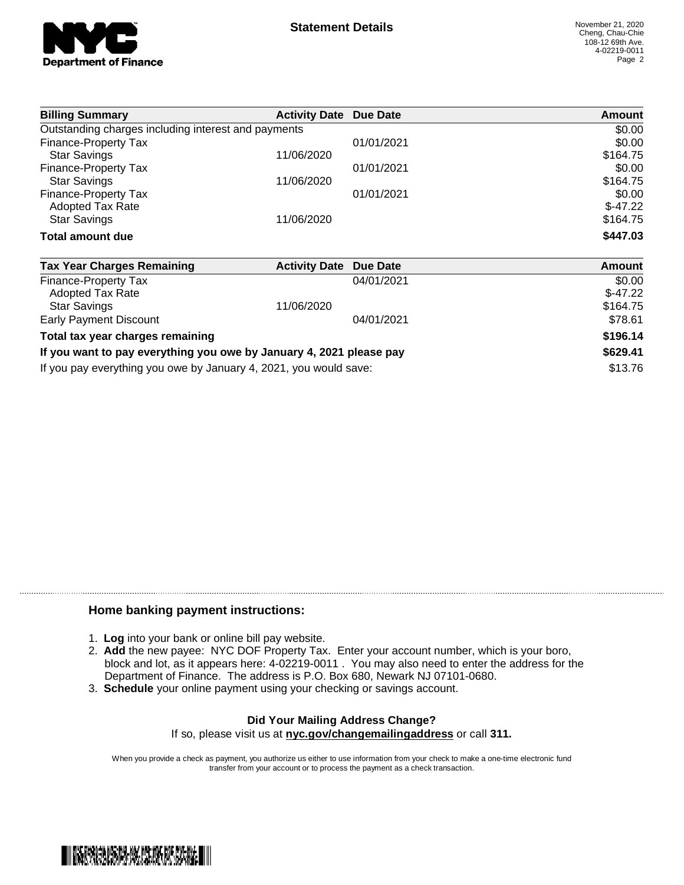**NYC Department of Finance**

## Statement Details

November 21, 2020
Cheng, Chau-Chie
108-12 69th Ave.
4-02219-0011

| Billing Summary | Activity Date | Due Date | Amount |
|---|---|---|---|
| Outstanding charges including interest and payments | | | $0.00 |
| Finance-Property Tax | | 01/01/2021 | $0.00 |
| Star Savings | 11/06/2020 | | $164.75 |
| Finance-Property Tax | | 01/01/2021 | $0.00 |
| Star Savings | 11/06/2020 | | $164.75 |
| Finance-Property Tax | | 01/01/2021 | $0.00 |
| Adopted Tax Rate | | | $-47.22 |
| Star Savings | 11/06/2020 | | $164.75 |
| **Total amount due** | | | **$447.03** |

| Tax Year Charges Remaining | Activity Date | Due Date | Amount |
|---|---|---|---|
| Finance-Property Tax | | 04/01/2021 | $0.00 |
| Adopted Tax Rate | | | $-47.22 |
| Star Savings | 11/06/2020 | | $164.75 |
| Early Payment Discount | | 04/01/2021 | $78.61 |
| **Total tax year charges remaining** | | | **$196.14** |
| **If you want to pay everything you owe by January 4, 2021 please pay** | | | **$629.41** |
| If you pay everything you owe by January 4, 2021, you would save: | | | $13.76 |

### Home banking payment instructions:

1. **Log** into your bank or online bill pay website.
2. **Add** the new payee: NYC DOF Property Tax. Enter your account number, which is your boro, block and lot, as it appears here: 4-02219-0011 . You may also need to enter the address for the Department of Finance. The address is P.O. Box 680, Newark NJ 07101-0680.
3. **Schedule** your online payment using your checking or savings account.

**Did Your Mailing Address Change?**

If so, please visit us at **nyc.gov/changemailingaddress** or call **311.**

When you provide a check as payment, you authorize us either to use information from your check to make a one-time electronic fund transfer from your account or to process the payment as a check transaction.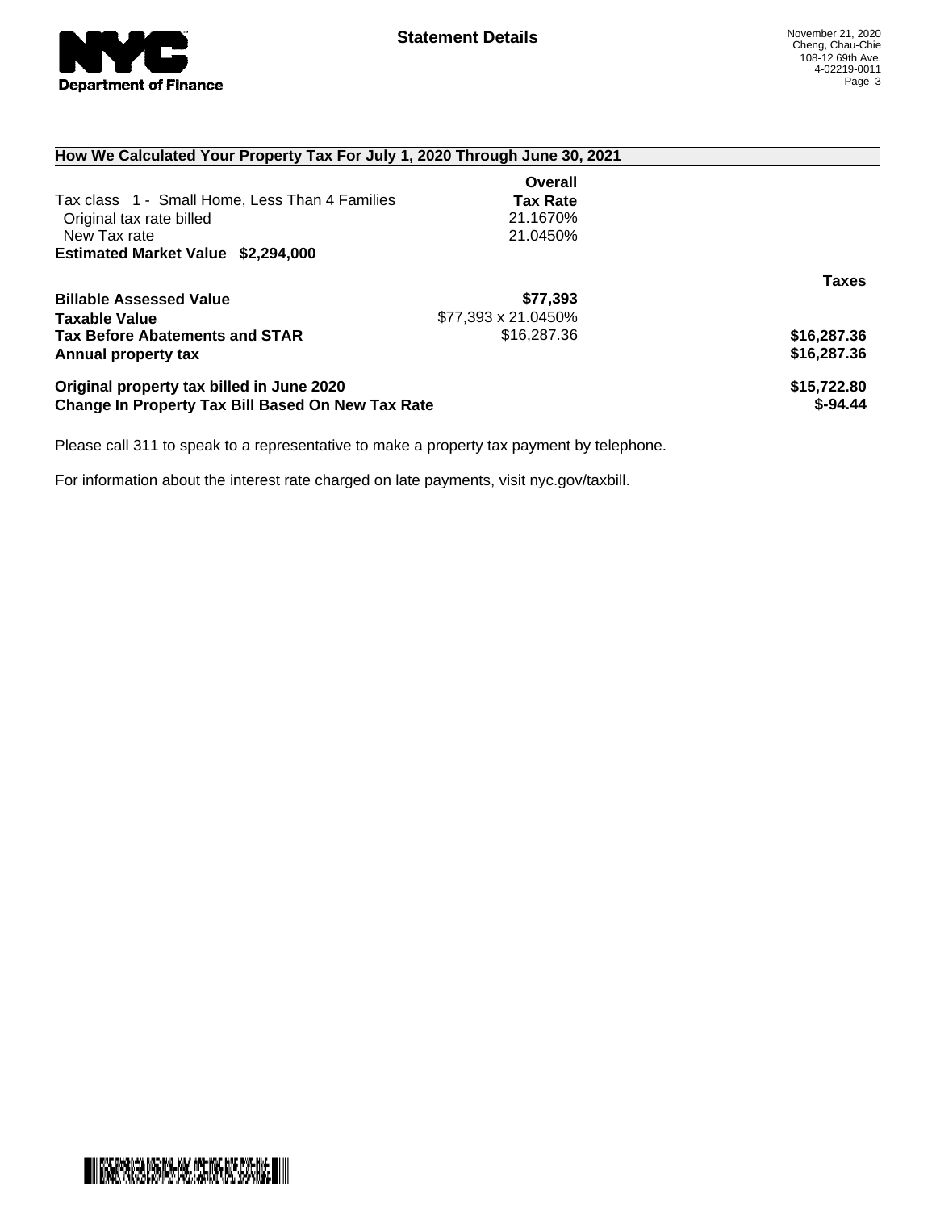## Statement Details

November 21, 2020
Cheng, Chau-Chie
108-12 69th Ave.
4-02219-0011

### How We Calculated Your Property Tax For July 1, 2020 Through June 30, 2021

| | Overall Tax Rate | |
|---|---|---|
| Tax class 1 - Small Home, Less Than 4 Families | | |
| Original tax rate billed | 21.1670% | |
| New Tax rate | 21.0450% | |
| **Estimated Market Value $2,294,000** | | |
| | | **Taxes** |
| **Billable Assessed Value** | **$77,393** | |
| **Taxable Value** | $77,393 x 21.0450% | |
| **Tax Before Abatements and STAR** | $16,287.36 | **$16,287.36** |
| **Annual property tax** | | **$16,287.36** |
| **Original property tax billed in June 2020** | | **$15,722.80** |
| **Change In Property Tax Bill Based On New Tax Rate** | | **$-94.44** |

Please call 311 to speak to a representative to make a property tax payment by telephone.

For information about the interest rate charged on late payments, visit nyc.gov/taxbill.